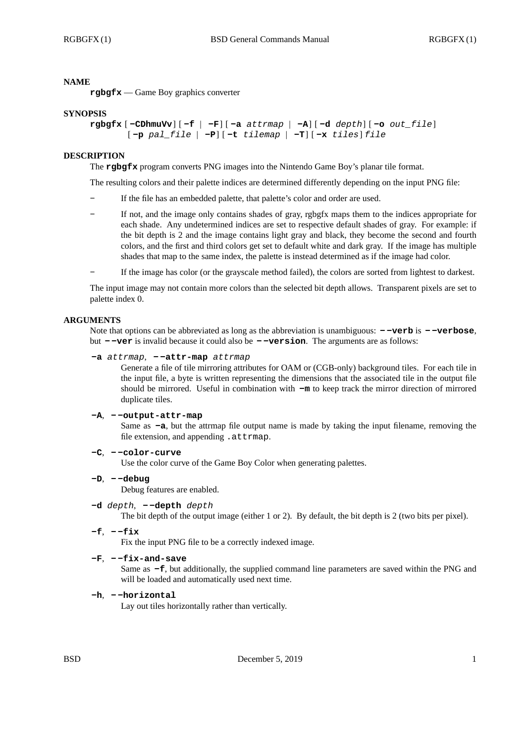## NAME

**rgbgfx** — Game Boy graphics converter

## SYNOPSIS

**rgbgfx** [**−CDhmuVv**] [**−f** | **−F**] [**−a** *attrmap* | **−A**] [**−d** *depth*] [**−o** *out_file*] [**−p** *pal_file* | **−P**] [**−t** *tilemap* | **−T**] [**−x** *tiles*] *file*

## DESCRIPTION

The **rgbgfx** program converts PNG images into the Nintendo Game Boy's planar tile format.

The resulting colors and their palette indices are determined differently depending on the input PNG file:

- If the file has an embedded palette, that palette's color and order are used.
- If not, and the image only contains shades of gray, rgbgfx maps them to the indices appropriate for each shade. Any undetermined indices are set to respective default shades of gray. For example: if the bit depth is 2 and the image contains light gray and black, they become the second and fourth colors, and the first and third colors get set to default white and dark gray. If the image has multiple shades that map to the same index, the palette is instead determined as if the image had color.
- If the image has color (or the grayscale method failed), the colors are sorted from lightest to darkest.

The input image may not contain more colors than the selected bit depth allows. Transparent pixels are set to palette index 0.

## ARGUMENTS

Note that options can be abbreviated as long as the abbreviation is unambiguous: **−−verb** is **−−verbose**, but **−−ver** is invalid because it could also be **−−version**. The arguments are as follows:

**−a** *attrmap*, **−−attr-map** *attrmap*
: Generate a file of tile mirroring attributes for OAM or (CGB-only) background tiles. For each tile in the input file, a byte is written representing the dimensions that the associated tile in the output file should be mirrored. Useful in combination with **−m** to keep track the mirror direction of mirrored duplicate tiles.

**−A**, **−−output-attr-map**
: Same as **−a**, but the attrmap file output name is made by taking the input filename, removing the file extension, and appending `.attrmap`.

**−C**, **−−color-curve**
: Use the color curve of the Game Boy Color when generating palettes.

**−D**, **−−debug**
: Debug features are enabled.

**−d** *depth*, **−−depth** *depth*
: The bit depth of the output image (either 1 or 2). By default, the bit depth is 2 (two bits per pixel).

**−f**, **−−fix**
: Fix the input PNG file to be a correctly indexed image.

**−F**, **−−fix-and-save**
: Same as **−f**, but additionally, the supplied command line parameters are saved within the PNG and will be loaded and automatically used next time.

**−h**, **−−horizontal**
: Lay out tiles horizontally rather than vertically.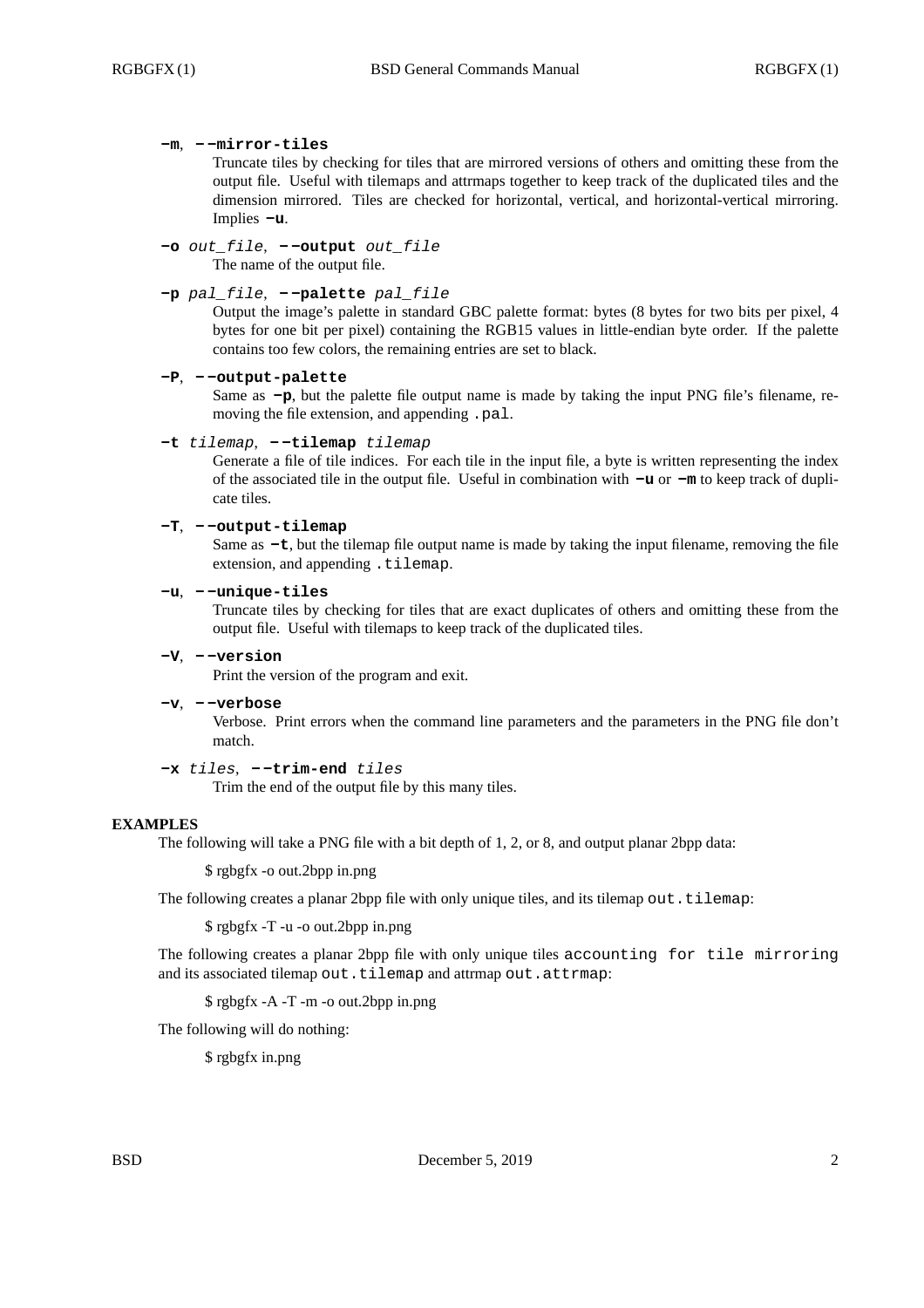**-m**, **--mirror-tiles**
: Truncate tiles by checking for tiles that are mirrored versions of others and omitting these from the output file. Useful with tilemaps and attrmaps together to keep track of the duplicated tiles and the dimension mirrored. Tiles are checked for horizontal, vertical, and horizontal-vertical mirroring. Implies **-u**.

**-o** *out_file*, **--output** *out_file*
: The name of the output file.

**-p** *pal_file*, **--palette** *pal_file*
: Output the image's palette in standard GBC palette format: bytes (8 bytes for two bits per pixel, 4 bytes for one bit per pixel) containing the RGB15 values in little-endian byte order. If the palette contains too few colors, the remaining entries are set to black.

**-P**, **--output-palette**
: Same as **-p**, but the palette file output name is made by taking the input PNG file's filename, removing the file extension, and appending `.pal`.

**-t** *tilemap*, **--tilemap** *tilemap*
: Generate a file of tile indices. For each tile in the input file, a byte is written representing the index of the associated tile in the output file. Useful in combination with **-u** or **-m** to keep track of duplicate tiles.

**-T**, **--output-tilemap**
: Same as **-t**, but the tilemap file output name is made by taking the input filename, removing the file extension, and appending `.tilemap`.

**-u**, **--unique-tiles**
: Truncate tiles by checking for tiles that are exact duplicates of others and omitting these from the output file. Useful with tilemaps to keep track of the duplicated tiles.

**-V**, **--version**
: Print the version of the program and exit.

**-v**, **--verbose**
: Verbose. Print errors when the command line parameters and the parameters in the PNG file don't match.

**-x** *tiles*, **--trim-end** *tiles*
: Trim the end of the output file by this many tiles.

## EXAMPLES

The following will take a PNG file with a bit depth of 1, 2, or 8, and output planar 2bpp data:

```
$ rgbgfx -o out.2bpp in.png
```

The following creates a planar 2bpp file with only unique tiles, and its tilemap `out.tilemap`:

```
$ rgbgfx -T -u -o out.2bpp in.png
```

The following creates a planar 2bpp file with only unique tiles `accounting for tile mirroring` and its associated tilemap `out.tilemap` and attrmap `out.attrmap`:

```
$ rgbgfx -A -T -m -o out.2bpp in.png
```

The following will do nothing:

```
$ rgbgfx in.png
```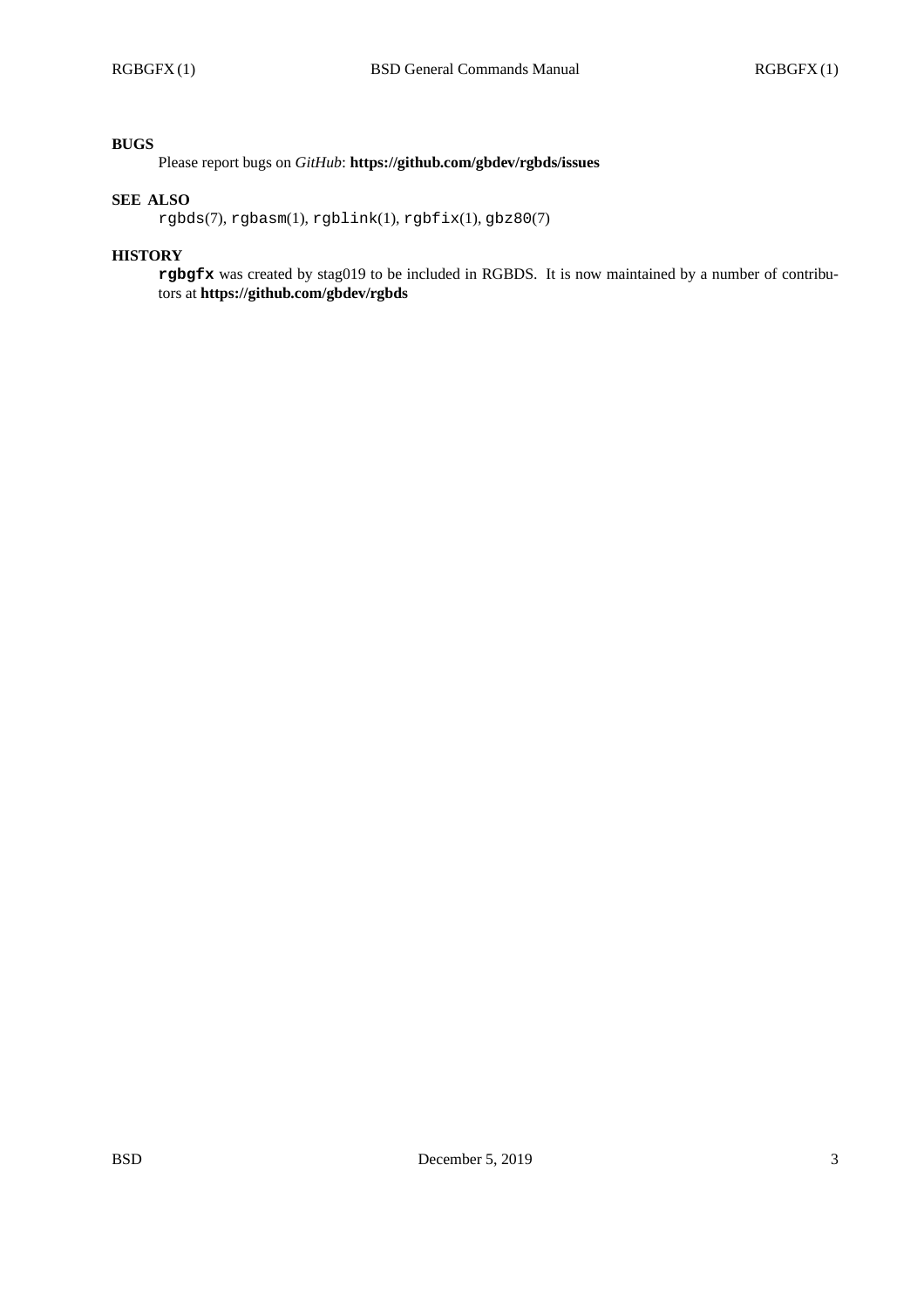## BUGS

Please report bugs on *GitHub*: **https://github.com/gbdev/rgbds/issues**

## SEE ALSO

`rgbds`(7), `rgbasm`(1), `rgblink`(1), `rgbfix`(1), `gbz80`(7)

## HISTORY

**`rgbgfx`** was created by stag019 to be included in RGBDS. It is now maintained by a number of contributors at **https://github.com/gbdev/rgbds**